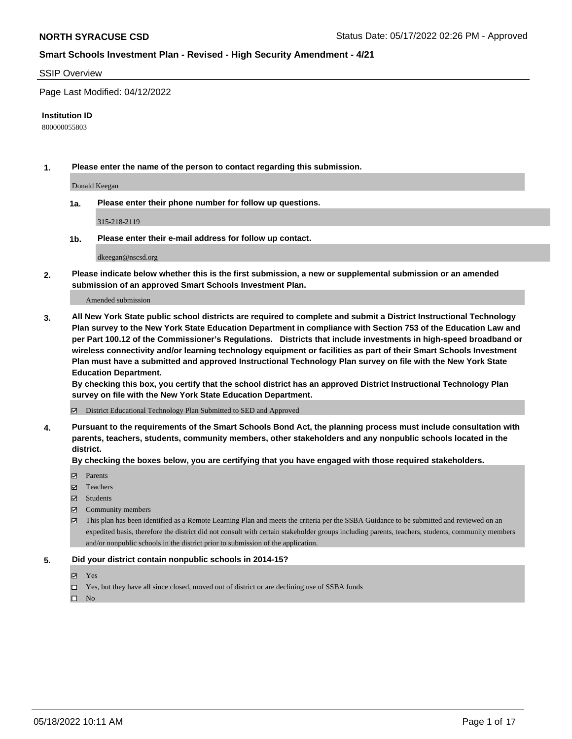**NORTH SYRACUSE CSD** Status Date: 05/17/2022 02:26 PM - Approved

**Smart Schools Investment Plan - Revised - High Security Amendment - 4/21**

SSIP Overview

Page Last Modified: 04/12/2022

**Institution ID**

800000055803

**1. Please enter the name of the person to contact regarding this submission.**

Donald Keegan

**1a. Please enter their phone number for follow up questions.**

315-218-2119

**1b. Please enter their e-mail address for follow up contact.**

dkeegan@nscsd.org

**2. Please indicate below whether this is the first submission, a new or supplemental submission or an amended submission of an approved Smart Schools Investment Plan.**

Amended submission

**3. All New York State public school districts are required to complete and submit a District Instructional Technology Plan survey to the New York State Education Department in compliance with Section 753 of the Education Law and per Part 100.12 of the Commissioner's Regulations. Districts that include investments in high-speed broadband or wireless connectivity and/or learning technology equipment or facilities as part of their Smart Schools Investment Plan must have a submitted and approved Instructional Technology Plan survey on file with the New York State Education Department.**
**By checking this box, you certify that the school district has an approved District Instructional Technology Plan survey on file with the New York State Education Department.**

☑ District Educational Technology Plan Submitted to SED and Approved

**4. Pursuant to the requirements of the Smart Schools Bond Act, the planning process must include consultation with parents, teachers, students, community members, other stakeholders and any nonpublic schools located in the district.**
**By checking the boxes below, you are certifying that you have engaged with those required stakeholders.**

☑ Parents
☑ Teachers
☑ Students
☑ Community members
☑ This plan has been identified as a Remote Learning Plan and meets the criteria per the SSBA Guidance to be submitted and reviewed on an expedited basis, therefore the district did not consult with certain stakeholder groups including parents, teachers, students, community members and/or nonpublic schools in the district prior to submission of the application.

**5. Did your district contain nonpublic schools in 2014-15?**

☑ Yes
☐ Yes, but they have all since closed, moved out of district or are declining use of SSBA funds
☐ No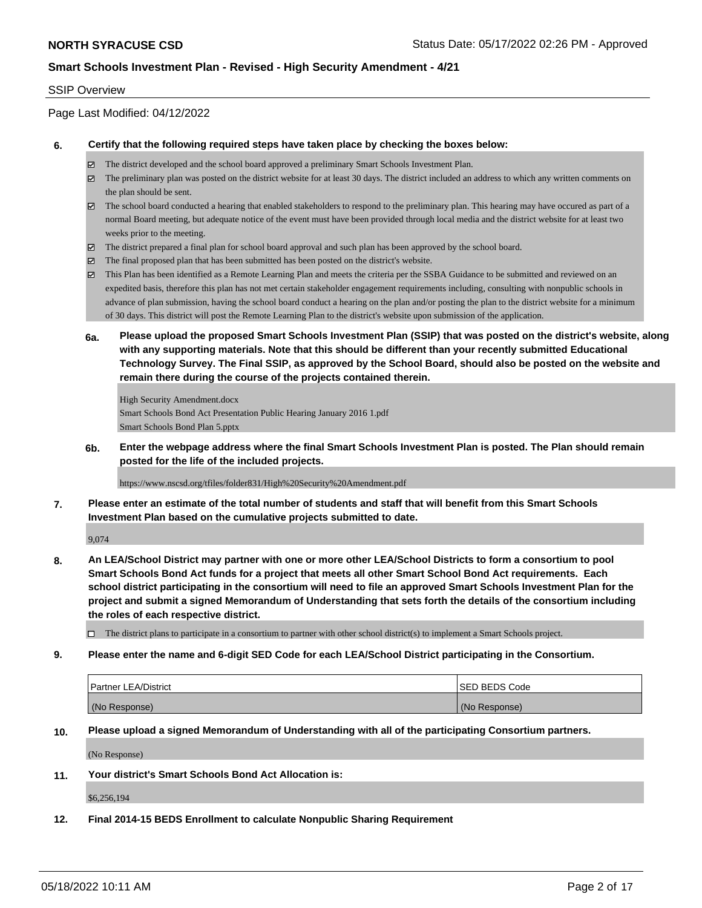SSIP Overview

Page Last Modified: 04/12/2022

**6. Certify that the following required steps have taken place by checking the boxes below:**

- ☑ The district developed and the school board approved a preliminary Smart Schools Investment Plan.
- ☑ The preliminary plan was posted on the district website for at least 30 days. The district included an address to which any written comments on the plan should be sent.
- ☑ The school board conducted a hearing that enabled stakeholders to respond to the preliminary plan. This hearing may have occured as part of a normal Board meeting, but adequate notice of the event must have been provided through local media and the district website for at least two weeks prior to the meeting.
- ☑ The district prepared a final plan for school board approval and such plan has been approved by the school board.
- ☑ The final proposed plan that has been submitted has been posted on the district's website.
- ☑ This Plan has been identified as a Remote Learning Plan and meets the criteria per the SSBA Guidance to be submitted and reviewed on an expedited basis, therefore this plan has not met certain stakeholder engagement requirements including, consulting with nonpublic schools in advance of plan submission, having the school board conduct a hearing on the plan and/or posting the plan to the district website for a minimum of 30 days. This district will post the Remote Learning Plan to the district's website upon submission of the application.

**6a. Please upload the proposed Smart Schools Investment Plan (SSIP) that was posted on the district's website, along with any supporting materials. Note that this should be different than your recently submitted Educational Technology Survey. The Final SSIP, as approved by the School Board, should also be posted on the website and remain there during the course of the projects contained therein.**

High Security Amendment.docx
Smart Schools Bond Act Presentation Public Hearing January 2016 1.pdf
Smart Schools Bond Plan 5.pptx

**6b. Enter the webpage address where the final Smart Schools Investment Plan is posted. The Plan should remain posted for the life of the included projects.**

https://www.nscsd.org/tfiles/folder831/High%20Security%20Amendment.pdf

**7. Please enter an estimate of the total number of students and staff that will benefit from this Smart Schools Investment Plan based on the cumulative projects submitted to date.**

9,074

**8. An LEA/School District may partner with one or more other LEA/School Districts to form a consortium to pool Smart Schools Bond Act funds for a project that meets all other Smart School Bond Act requirements. Each school district participating in the consortium will need to file an approved Smart Schools Investment Plan for the project and submit a signed Memorandum of Understanding that sets forth the details of the consortium including the roles of each respective district.**

- ☐ The district plans to participate in a consortium to partner with other school district(s) to implement a Smart Schools project.

**9. Please enter the name and 6-digit SED Code for each LEA/School District participating in the Consortium.**

| Partner LEA/District | SED BEDS Code |
|---|---|
| (No Response) | (No Response) |

**10. Please upload a signed Memorandum of Understanding with all of the participating Consortium partners.**

(No Response)

**11. Your district's Smart Schools Bond Act Allocation is:**

$6,256,194

**12. Final 2014-15 BEDS Enrollment to calculate Nonpublic Sharing Requirement**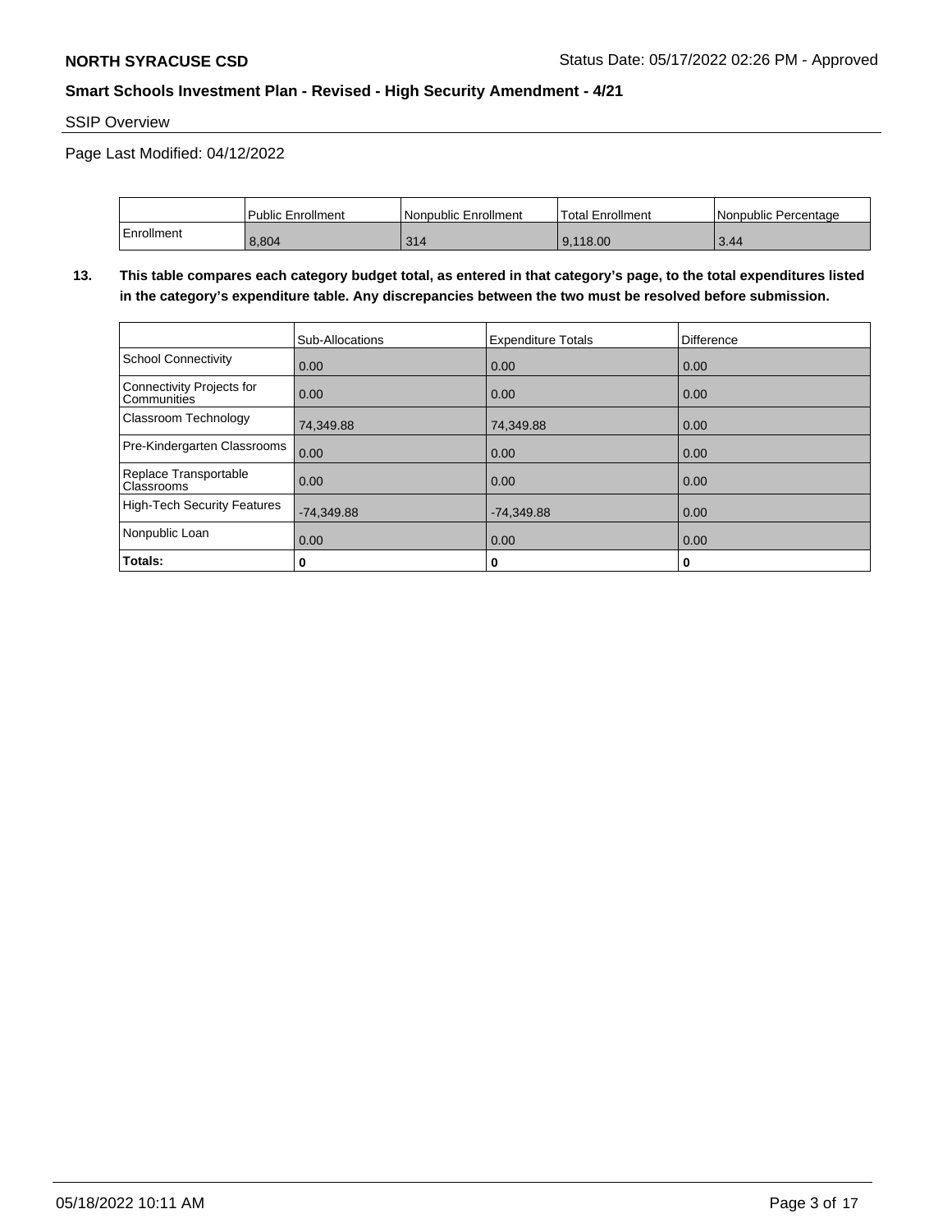**NORTH SYRACUSE CSD** Status Date: 05/17/2022 02:26 PM - Approved

**Smart Schools Investment Plan - Revised - High Security Amendment - 4/21**

SSIP Overview

Page Last Modified: 04/12/2022

| | Public Enrollment | Nonpublic Enrollment | Total Enrollment | Nonpublic Percentage |
|---|---|---|---|---|
| Enrollment | 8,804 | 314 | 9,118.00 | 3.44 |

**13. This table compares each category budget total, as entered in that category's page, to the total expenditures listed in the category's expenditure table. Any discrepancies between the two must be resolved before submission.**

| | Sub-Allocations | Expenditure Totals | Difference |
|---|---|---|---|
| School Connectivity | 0.00 | 0.00 | 0.00 |
| Connectivity Projects for Communities | 0.00 | 0.00 | 0.00 |
| Classroom Technology | 74,349.88 | 74,349.88 | 0.00 |
| Pre-Kindergarten Classrooms | 0.00 | 0.00 | 0.00 |
| Replace Transportable Classrooms | 0.00 | 0.00 | 0.00 |
| High-Tech Security Features | -74,349.88 | -74,349.88 | 0.00 |
| Nonpublic Loan | 0.00 | 0.00 | 0.00 |
| **Totals:** | **0** | **0** | **0** |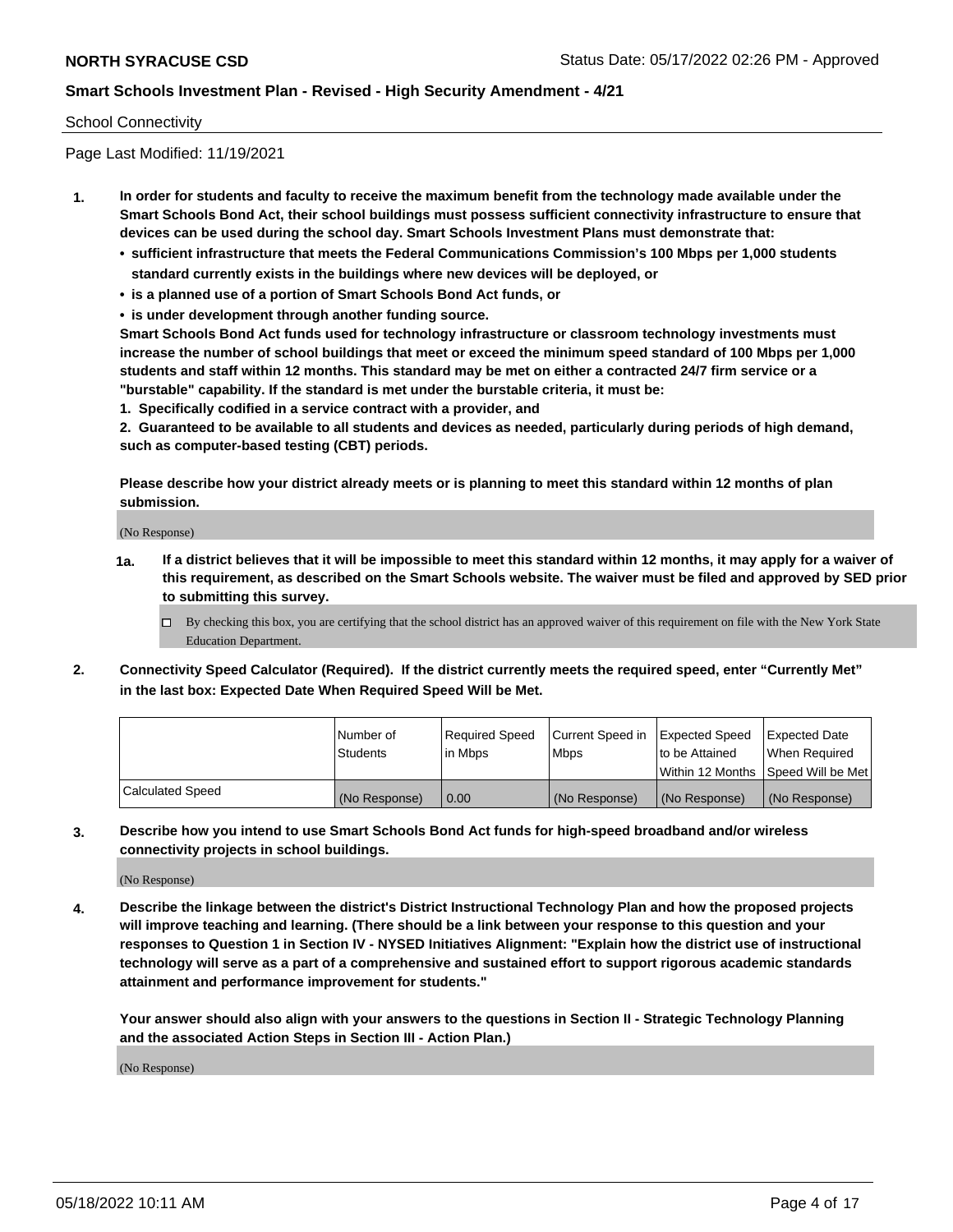School Connectivity

Page Last Modified: 11/19/2021

1. **In order for students and faculty to receive the maximum benefit from the technology made available under the Smart Schools Bond Act, their school buildings must possess sufficient connectivity infrastructure to ensure that devices can be used during the school day. Smart Schools Investment Plans must demonstrate that:**
   - **sufficient infrastructure that meets the Federal Communications Commission's 100 Mbps per 1,000 students standard currently exists in the buildings where new devices will be deployed, or**
   - **is a planned use of a portion of Smart Schools Bond Act funds, or**
   - **is under development through another funding source.**

   **Smart Schools Bond Act funds used for technology infrastructure or classroom technology investments must increase the number of school buildings that meet or exceed the minimum speed standard of 100 Mbps per 1,000 students and staff within 12 months. This standard may be met on either a contracted 24/7 firm service or a "burstable" capability. If the standard is met under the burstable criteria, it must be:**

   **1. Specifically codified in a service contract with a provider, and**

   **2. Guaranteed to be available to all students and devices as needed, particularly during periods of high demand, such as computer-based testing (CBT) periods.**

   **Please describe how your district already meets or is planning to meet this standard within 12 months of plan submission.**

   (No Response)

   **1a. If a district believes that it will be impossible to meet this standard within 12 months, it may apply for a waiver of this requirement, as described on the Smart Schools website. The waiver must be filed and approved by SED prior to submitting this survey.**

   ☐ By checking this box, you are certifying that the school district has an approved waiver of this requirement on file with the New York State Education Department.

2. **Connectivity Speed Calculator (Required). If the district currently meets the required speed, enter "Currently Met" in the last box: Expected Date When Required Speed Will be Met.**

| | Number of Students | Required Speed in Mbps | Current Speed in Mbps | Expected Speed to be Attained Within 12 Months | Expected Date When Required Speed Will be Met |
|---|---|---|---|---|---|
| Calculated Speed | (No Response) | 0.00 | (No Response) | (No Response) | (No Response) |

3. **Describe how you intend to use Smart Schools Bond Act funds for high-speed broadband and/or wireless connectivity projects in school buildings.**

   (No Response)

4. **Describe the linkage between the district's District Instructional Technology Plan and how the proposed projects will improve teaching and learning. (There should be a link between your response to this question and your responses to Question 1 in Section IV - NYSED Initiatives Alignment: "Explain how the district use of instructional technology will serve as a part of a comprehensive and sustained effort to support rigorous academic standards attainment and performance improvement for students."**

   **Your answer should also align with your answers to the questions in Section II - Strategic Technology Planning and the associated Action Steps in Section III - Action Plan.)**

   (No Response)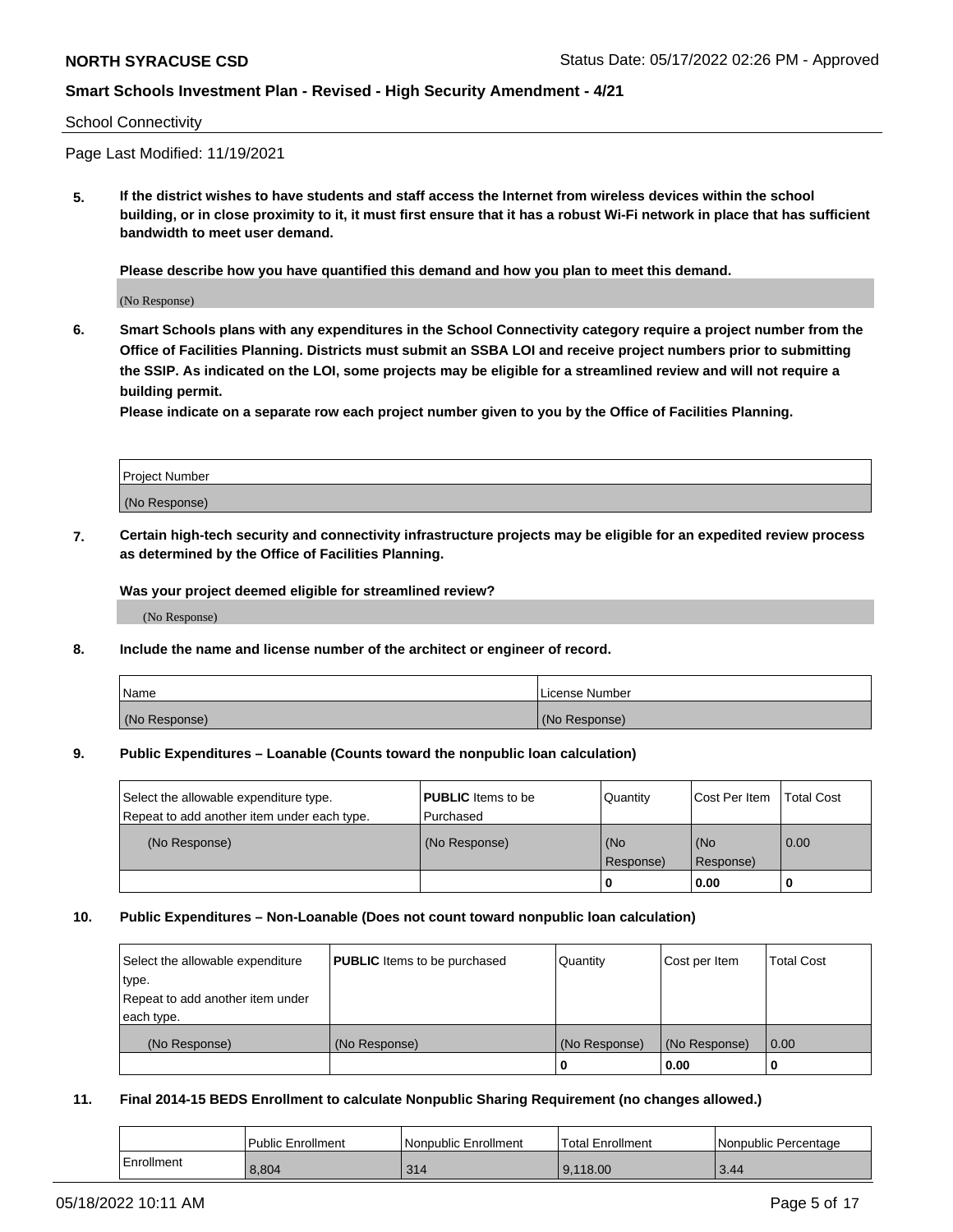School Connectivity

Page Last Modified: 11/19/2021

**5. If the district wishes to have students and staff access the Internet from wireless devices within the school building, or in close proximity to it, it must first ensure that it has a robust Wi-Fi network in place that has sufficient bandwidth to meet user demand.**

**Please describe how you have quantified this demand and how you plan to meet this demand.**

(No Response)

**6. Smart Schools plans with any expenditures in the School Connectivity category require a project number from the Office of Facilities Planning. Districts must submit an SSBA LOI and receive project numbers prior to submitting the SSIP. As indicated on the LOI, some projects may be eligible for a streamlined review and will not require a building permit.**
**Please indicate on a separate row each project number given to you by the Office of Facilities Planning.**

| Project Number |
| --- |
| (No Response) |

**7. Certain high-tech security and connectivity infrastructure projects may be eligible for an expedited review process as determined by the Office of Facilities Planning.**

**Was your project deemed eligible for streamlined review?**

(No Response)

**8. Include the name and license number of the architect or engineer of record.**

| Name | License Number |
| --- | --- |
| (No Response) | (No Response) |

**9. Public Expenditures – Loanable (Counts toward the nonpublic loan calculation)**

| Select the allowable expenditure type. Repeat to add another item under each type. | **PUBLIC** Items to be Purchased | Quantity | Cost Per Item | Total Cost |
| --- | --- | --- | --- | --- |
| (No Response) | (No Response) | (No Response) | (No Response) | 0.00 |
| | | **0** | **0.00** | **0** |

**10. Public Expenditures – Non-Loanable (Does not count toward nonpublic loan calculation)**

| Select the allowable expenditure type. Repeat to add another item under each type. | **PUBLIC** Items to be purchased | Quantity | Cost per Item | Total Cost |
| --- | --- | --- | --- | --- |
| (No Response) | (No Response) | (No Response) | (No Response) | 0.00 |
| | | **0** | **0.00** | **0** |

**11. Final 2014-15 BEDS Enrollment to calculate Nonpublic Sharing Requirement (no changes allowed.)**

| | Public Enrollment | Nonpublic Enrollment | Total Enrollment | Nonpublic Percentage |
| --- | --- | --- | --- | --- |
| Enrollment | 8,804 | 314 | 9,118.00 | 3.44 |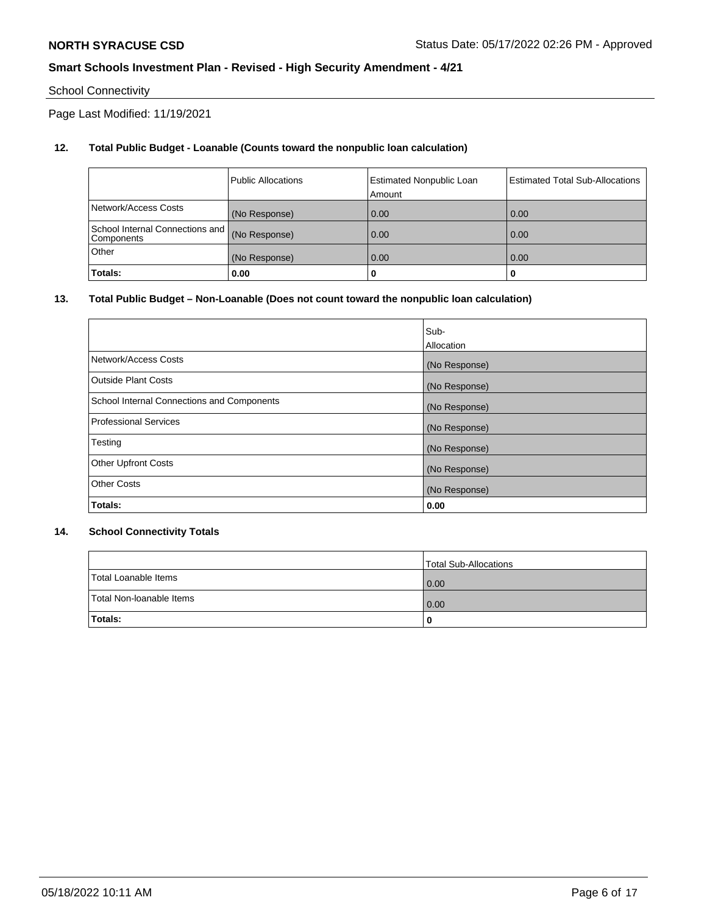School Connectivity

Page Last Modified: 11/19/2021

**12. Total Public Budget - Loanable (Counts toward the nonpublic loan calculation)**

| | Public Allocations | Estimated Nonpublic Loan Amount | Estimated Total Sub-Allocations |
|---|---|---|---|
| Network/Access Costs | (No Response) | 0.00 | 0.00 |
| School Internal Connections and Components | (No Response) | 0.00 | 0.00 |
| Other | (No Response) | 0.00 | 0.00 |
| **Totals:** | **0.00** | **0** | **0** |

**13. Total Public Budget – Non-Loanable (Does not count toward the nonpublic loan calculation)**

| | Sub-Allocation |
|---|---|
| Network/Access Costs | (No Response) |
| Outside Plant Costs | (No Response) |
| School Internal Connections and Components | (No Response) |
| Professional Services | (No Response) |
| Testing | (No Response) |
| Other Upfront Costs | (No Response) |
| Other Costs | (No Response) |
| **Totals:** | **0.00** |

**14. School Connectivity Totals**

| | Total Sub-Allocations |
|---|---|
| Total Loanable Items | 0.00 |
| Total Non-loanable Items | 0.00 |
| **Totals:** | **0** |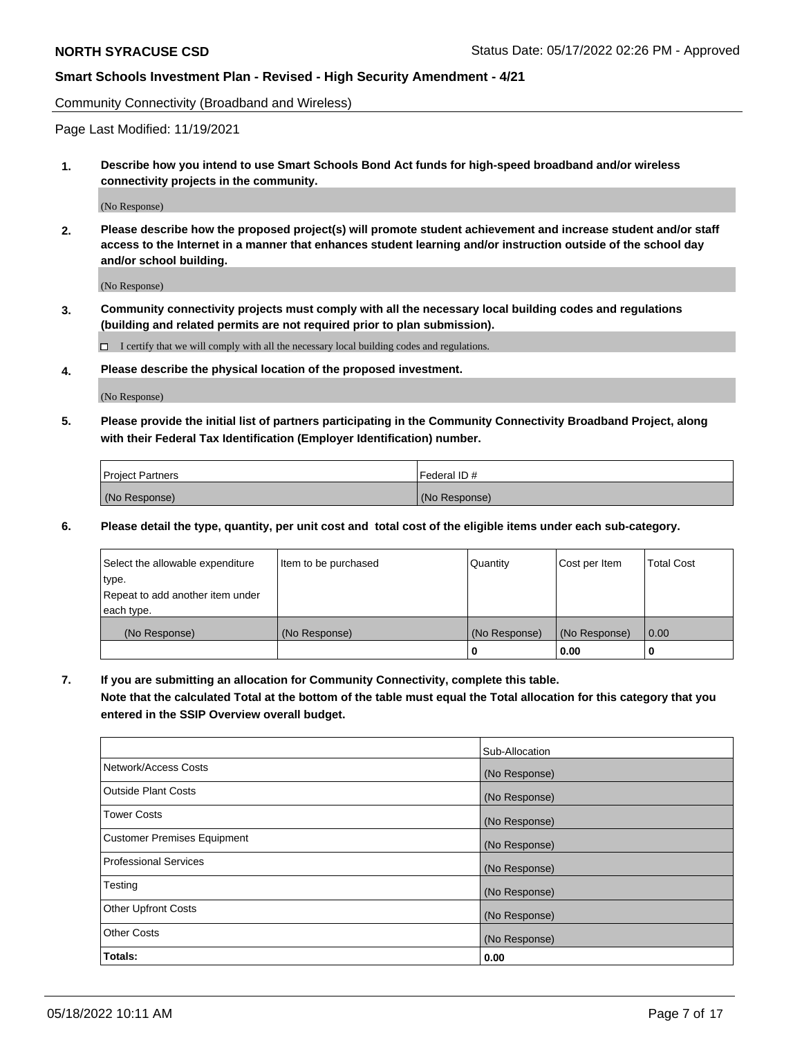Community Connectivity (Broadband and Wireless)

Page Last Modified: 11/19/2021

**1. Describe how you intend to use Smart Schools Bond Act funds for high-speed broadband and/or wireless connectivity projects in the community.**

(No Response)

**2. Please describe how the proposed project(s) will promote student achievement and increase student and/or staff access to the Internet in a manner that enhances student learning and/or instruction outside of the school day and/or school building.**

(No Response)

**3. Community connectivity projects must comply with all the necessary local building codes and regulations (building and related permits are not required prior to plan submission).**

☐ I certify that we will comply with all the necessary local building codes and regulations.

**4. Please describe the physical location of the proposed investment.**

(No Response)

**5. Please provide the initial list of partners participating in the Community Connectivity Broadband Project, along with their Federal Tax Identification (Employer Identification) number.**

| Project Partners | Federal ID # |
|---|---|
| (No Response) | (No Response) |

**6. Please detail the type, quantity, per unit cost and total cost of the eligible items under each sub-category.**

| Select the allowable expenditure type. Repeat to add another item under each type. | Item to be purchased | Quantity | Cost per Item | Total Cost |
|---|---|---|---|---|
| (No Response) | (No Response) | (No Response) | (No Response) | 0.00 |
| | | **0** | **0.00** | **0** |

**7. If you are submitting an allocation for Community Connectivity, complete this table.**
**Note that the calculated Total at the bottom of the table must equal the Total allocation for this category that you entered in the SSIP Overview overall budget.**

| | Sub-Allocation |
|---|---|
| Network/Access Costs | (No Response) |
| Outside Plant Costs | (No Response) |
| Tower Costs | (No Response) |
| Customer Premises Equipment | (No Response) |
| Professional Services | (No Response) |
| Testing | (No Response) |
| Other Upfront Costs | (No Response) |
| Other Costs | (No Response) |
| **Totals:** | **0.00** |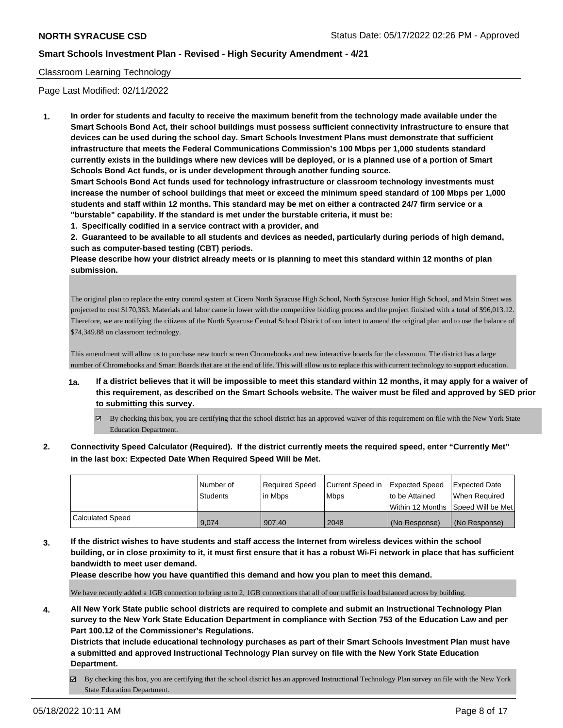Classroom Learning Technology

Page Last Modified: 02/11/2022

**1. In order for students and faculty to receive the maximum benefit from the technology made available under the Smart Schools Bond Act, their school buildings must possess sufficient connectivity infrastructure to ensure that devices can be used during the school day. Smart Schools Investment Plans must demonstrate that sufficient infrastructure that meets the Federal Communications Commission's 100 Mbps per 1,000 students standard currently exists in the buildings where new devices will be deployed, or is a planned use of a portion of Smart Schools Bond Act funds, or is under development through another funding source.**

**Smart Schools Bond Act funds used for technology infrastructure or classroom technology investments must increase the number of school buildings that meet or exceed the minimum speed standard of 100 Mbps per 1,000 students and staff within 12 months. This standard may be met on either a contracted 24/7 firm service or a "burstable" capability. If the standard is met under the burstable criteria, it must be:**

**1. Specifically codified in a service contract with a provider, and**

**2. Guaranteed to be available to all students and devices as needed, particularly during periods of high demand, such as computer-based testing (CBT) periods.**

**Please describe how your district already meets or is planning to meet this standard within 12 months of plan submission.**

The original plan to replace the entry control system at Cicero North Syracuse High School, North Syracuse Junior High School, and Main Street was projected to cost $170,363. Materials and labor came in lower with the competitive bidding process and the project finished with a total of $96,013.12. Therefore, we are notifying the citizens of the North Syracuse Central School District of our intent to amend the original plan and to use the balance of $74,349.88 on classroom technology.

This amendment will allow us to purchase new touch screen Chromebooks and new interactive boards for the classroom. The district has a large number of Chromebooks and Smart Boards that are at the end of life. This will allow us to replace this with current technology to support education.

**1a. If a district believes that it will be impossible to meet this standard within 12 months, it may apply for a waiver of this requirement, as described on the Smart Schools website. The waiver must be filed and approved by SED prior to submitting this survey.**

☑ By checking this box, you are certifying that the school district has an approved waiver of this requirement on file with the New York State Education Department.

**2. Connectivity Speed Calculator (Required). If the district currently meets the required speed, enter "Currently Met" in the last box: Expected Date When Required Speed Will be Met.**

| | Number of Students | Required Speed in Mbps | Current Speed in Mbps | Expected Speed to be Attained Within 12 Months | Expected Date When Required Speed Will be Met |
|---|---|---|---|---|---|
| Calculated Speed | 9,074 | 907.40 | 2048 | (No Response) | (No Response) |

**3. If the district wishes to have students and staff access the Internet from wireless devices within the school building, or in close proximity to it, it must first ensure that it has a robust Wi-Fi network in place that has sufficient bandwidth to meet user demand.**

**Please describe how you have quantified this demand and how you plan to meet this demand.**

We have recently added a 1GB connection to bring us to 2, 1GB connections that all of our traffic is load balanced across by building.

**4. All New York State public school districts are required to complete and submit an Instructional Technology Plan survey to the New York State Education Department in compliance with Section 753 of the Education Law and per Part 100.12 of the Commissioner's Regulations.**

**Districts that include educational technology purchases as part of their Smart Schools Investment Plan must have a submitted and approved Instructional Technology Plan survey on file with the New York State Education Department.**

☑ By checking this box, you are certifying that the school district has an approved Instructional Technology Plan survey on file with the New York State Education Department.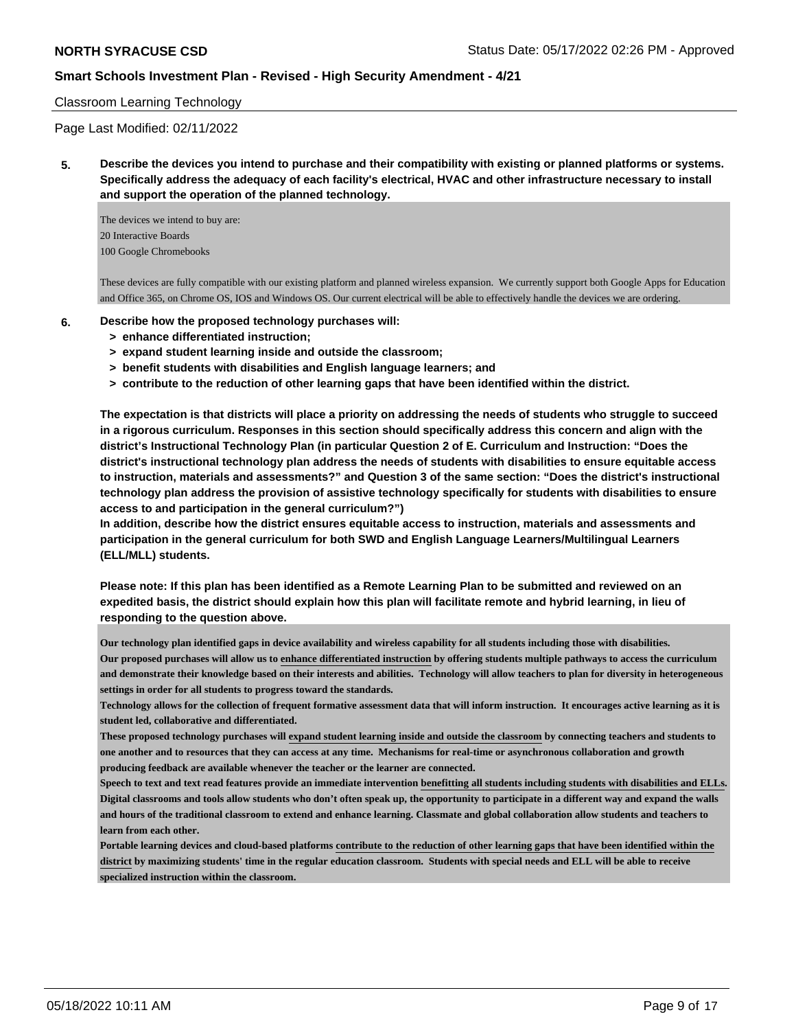Classroom Learning Technology

Page Last Modified: 02/11/2022

**5. Describe the devices you intend to purchase and their compatibility with existing or planned platforms or systems. Specifically address the adequacy of each facility's electrical, HVAC and other infrastructure necessary to install and support the operation of the planned technology.**

The devices we intend to buy are:
20 Interactive Boards
100 Google Chromebooks

These devices are fully compatible with our existing platform and planned wireless expansion. We currently support both Google Apps for Education and Office 365, on Chrome OS, IOS and Windows OS. Our current electrical will be able to effectively handle the devices we are ordering.

**6. Describe how the proposed technology purchases will:**

- **> enhance differentiated instruction;**
- **> expand student learning inside and outside the classroom;**
- **> benefit students with disabilities and English language learners; and**
- **> contribute to the reduction of other learning gaps that have been identified within the district.**

**The expectation is that districts will place a priority on addressing the needs of students who struggle to succeed in a rigorous curriculum. Responses in this section should specifically address this concern and align with the district's Instructional Technology Plan (in particular Question 2 of E. Curriculum and Instruction: "Does the district's instructional technology plan address the needs of students with disabilities to ensure equitable access to instruction, materials and assessments?" and Question 3 of the same section: "Does the district's instructional technology plan address the provision of assistive technology specifically for students with disabilities to ensure access to and participation in the general curriculum?")**

**In addition, describe how the district ensures equitable access to instruction, materials and assessments and participation in the general curriculum for both SWD and English Language Learners/Multilingual Learners (ELL/MLL) students.**

**Please note: If this plan has been identified as a Remote Learning Plan to be submitted and reviewed on an expedited basis, the district should explain how this plan will facilitate remote and hybrid learning, in lieu of responding to the question above.**

**Our technology plan identified gaps in device availability and wireless capability for all students including those with disabilities.**
**Our proposed purchases will allow us to enhance differentiated instruction by offering students multiple pathways to access the curriculum and demonstrate their knowledge based on their interests and abilities. Technology will allow teachers to plan for diversity in heterogeneous settings in order for all students to progress toward the standards.**
**Technology allows for the collection of frequent formative assessment data that will inform instruction. It encourages active learning as it is student led, collaborative and differentiated.**
**These proposed technology purchases will expand student learning inside and outside the classroom by connecting teachers and students to one another and to resources that they can access at any time. Mechanisms for real-time or asynchronous collaboration and growth producing feedback are available whenever the teacher or the learner are connected.**
**Speech to text and text read features provide an immediate intervention benefitting all students including students with disabilities and ELLs. Digital classrooms and tools allow students who don't often speak up, the opportunity to participate in a different way and expand the walls and hours of the traditional classroom to extend and enhance learning. Classmate and global collaboration allow students and teachers to learn from each other.**
**Portable learning devices and cloud-based platforms contribute to the reduction of other learning gaps that have been identified within the district by maximizing students' time in the regular education classroom. Students with special needs and ELL will be able to receive specialized instruction within the classroom.**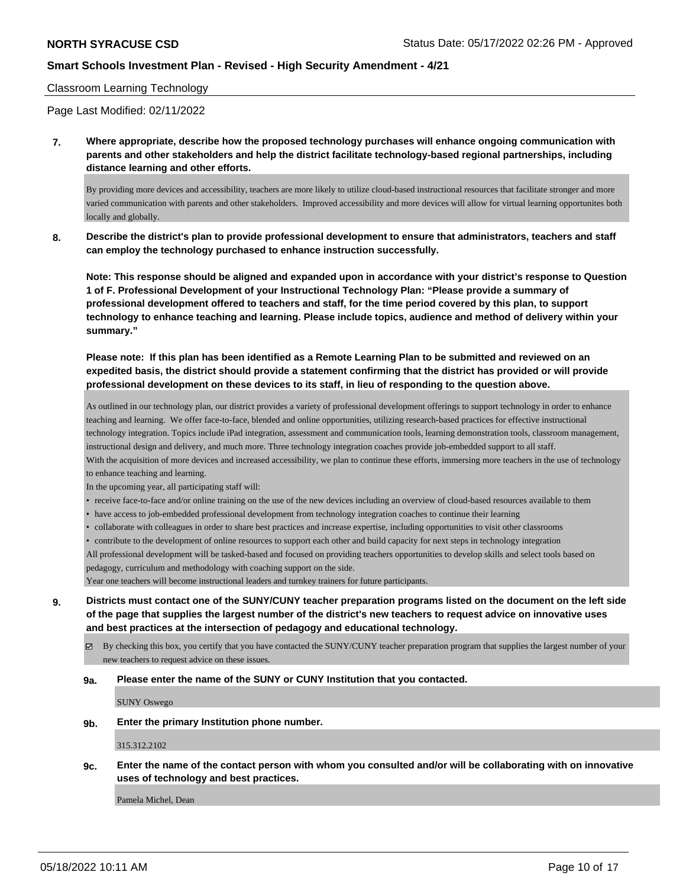Classroom Learning Technology

Page Last Modified: 02/11/2022

**7. Where appropriate, describe how the proposed technology purchases will enhance ongoing communication with parents and other stakeholders and help the district facilitate technology-based regional partnerships, including distance learning and other efforts.**

By providing more devices and accessibility, teachers are more likely to utilize cloud-based instructional resources that facilitate stronger and more varied communication with parents and other stakeholders. Improved accessibility and more devices will allow for virtual learning opportunites both locally and globally.

**8. Describe the district's plan to provide professional development to ensure that administrators, teachers and staff can employ the technology purchased to enhance instruction successfully.**

**Note: This response should be aligned and expanded upon in accordance with your district's response to Question 1 of F. Professional Development of your Instructional Technology Plan: "Please provide a summary of professional development offered to teachers and staff, for the time period covered by this plan, to support technology to enhance teaching and learning. Please include topics, audience and method of delivery within your summary."**

**Please note: If this plan has been identified as a Remote Learning Plan to be submitted and reviewed on an expedited basis, the district should provide a statement confirming that the district has provided or will provide professional development on these devices to its staff, in lieu of responding to the question above.**

As outlined in our technology plan, our district provides a variety of professional development offerings to support technology in order to enhance teaching and learning. We offer face-to-face, blended and online opportunities, utilizing research-based practices for effective instructional technology integration. Topics include iPad integration, assessment and communication tools, learning demonstration tools, classroom management, instructional design and delivery, and much more. Three technology integration coaches provide job-embedded support to all staff.
With the acquisition of more devices and increased accessibility, we plan to continue these efforts, immersing more teachers in the use of technology to enhance teaching and learning.
In the upcoming year, all participating staff will:

- receive face-to-face and/or online training on the use of the new devices including an overview of cloud-based resources available to them
- have access to job-embedded professional development from technology integration coaches to continue their learning
- collaborate with colleagues in order to share best practices and increase expertise, including opportunities to visit other classrooms
- contribute to the development of online resources to support each other and build capacity for next steps in technology integration

All professional development will be tasked-based and focused on providing teachers opportunities to develop skills and select tools based on pedagogy, curriculum and methodology with coaching support on the side.
Year one teachers will become instructional leaders and turnkey trainers for future participants.

**9. Districts must contact one of the SUNY/CUNY teacher preparation programs listed on the document on the left side of the page that supplies the largest number of the district's new teachers to request advice on innovative uses and best practices at the intersection of pedagogy and educational technology.**

☑ By checking this box, you certify that you have contacted the SUNY/CUNY teacher preparation program that supplies the largest number of your new teachers to request advice on these issues.

**9a. Please enter the name of the SUNY or CUNY Institution that you contacted.**

SUNY Oswego

**9b. Enter the primary Institution phone number.**

315.312.2102

**9c. Enter the name of the contact person with whom you consulted and/or will be collaborating with on innovative uses of technology and best practices.**

Pamela Michel, Dean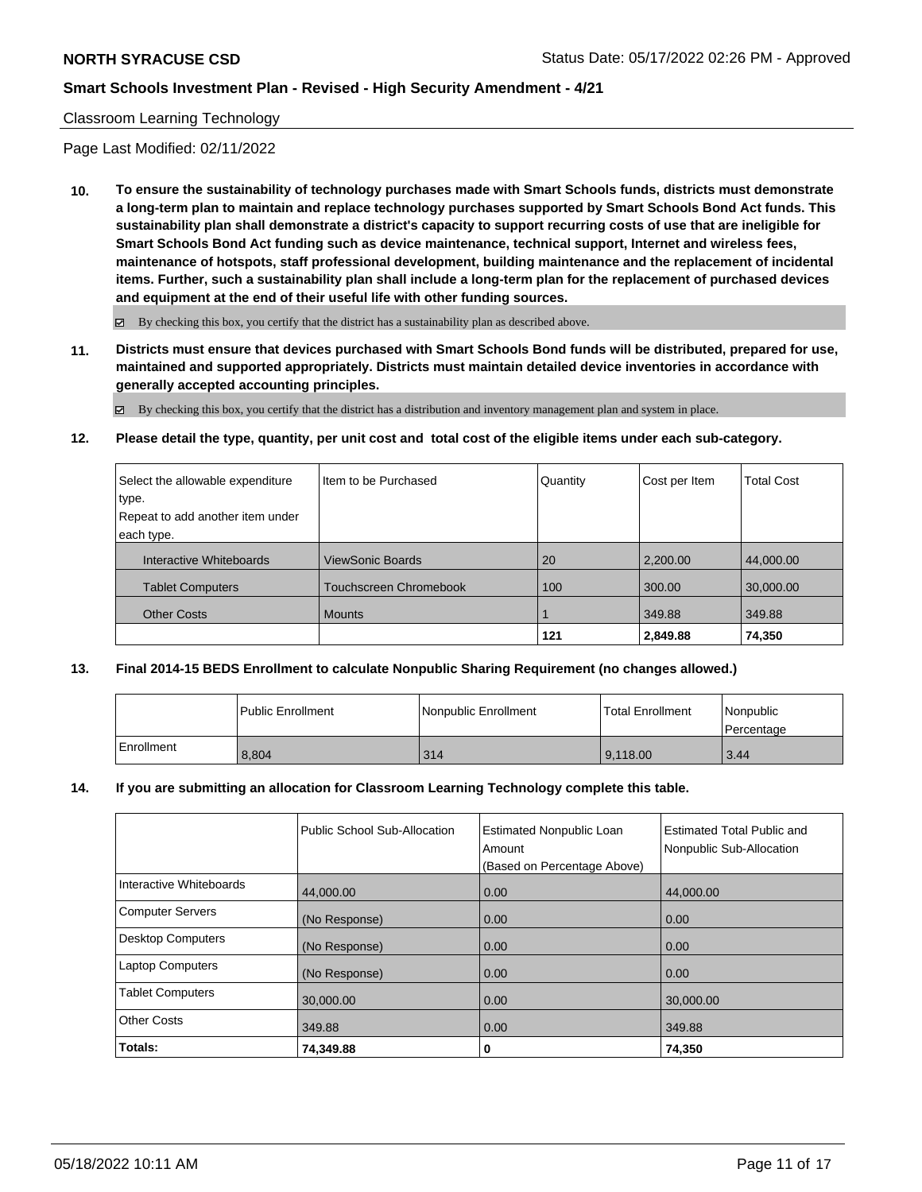Classroom Learning Technology

Page Last Modified: 02/11/2022

**10. To ensure the sustainability of technology purchases made with Smart Schools funds, districts must demonstrate a long-term plan to maintain and replace technology purchases supported by Smart Schools Bond Act funds. This sustainability plan shall demonstrate a district's capacity to support recurring costs of use that are ineligible for Smart Schools Bond Act funding such as device maintenance, technical support, Internet and wireless fees, maintenance of hotspots, staff professional development, building maintenance and the replacement of incidental items. Further, such a sustainability plan shall include a long-term plan for the replacement of purchased devices and equipment at the end of their useful life with other funding sources.**

☑ By checking this box, you certify that the district has a sustainability plan as described above.

**11. Districts must ensure that devices purchased with Smart Schools Bond funds will be distributed, prepared for use, maintained and supported appropriately. Districts must maintain detailed device inventories in accordance with generally accepted accounting principles.**

☑ By checking this box, you certify that the district has a distribution and inventory management plan and system in place.

**12. Please detail the type, quantity, per unit cost and total cost of the eligible items under each sub-category.**

| Select the allowable expenditure type. Repeat to add another item under each type. | Item to be Purchased | Quantity | Cost per Item | Total Cost |
|---|---|---|---|---|
| Interactive Whiteboards | ViewSonic Boards | 20 | 2,200.00 | 44,000.00 |
| Tablet Computers | Touchscreen Chromebook | 100 | 300.00 | 30,000.00 |
| Other Costs | Mounts | 1 | 349.88 | 349.88 |
| | | **121** | **2,849.88** | **74,350** |

**13. Final 2014-15 BEDS Enrollment to calculate Nonpublic Sharing Requirement (no changes allowed.)**

| | Public Enrollment | Nonpublic Enrollment | Total Enrollment | Nonpublic Percentage |
|---|---|---|---|---|
| Enrollment | 8,804 | 314 | 9,118.00 | 3.44 |

**14. If you are submitting an allocation for Classroom Learning Technology complete this table.**

| | Public School Sub-Allocation | Estimated Nonpublic Loan Amount (Based on Percentage Above) | Estimated Total Public and Nonpublic Sub-Allocation |
|---|---|---|---|
| Interactive Whiteboards | 44,000.00 | 0.00 | 44,000.00 |
| Computer Servers | (No Response) | 0.00 | 0.00 |
| Desktop Computers | (No Response) | 0.00 | 0.00 |
| Laptop Computers | (No Response) | 0.00 | 0.00 |
| Tablet Computers | 30,000.00 | 0.00 | 30,000.00 |
| Other Costs | 349.88 | 0.00 | 349.88 |
| **Totals:** | **74,349.88** | **0** | **74,350** |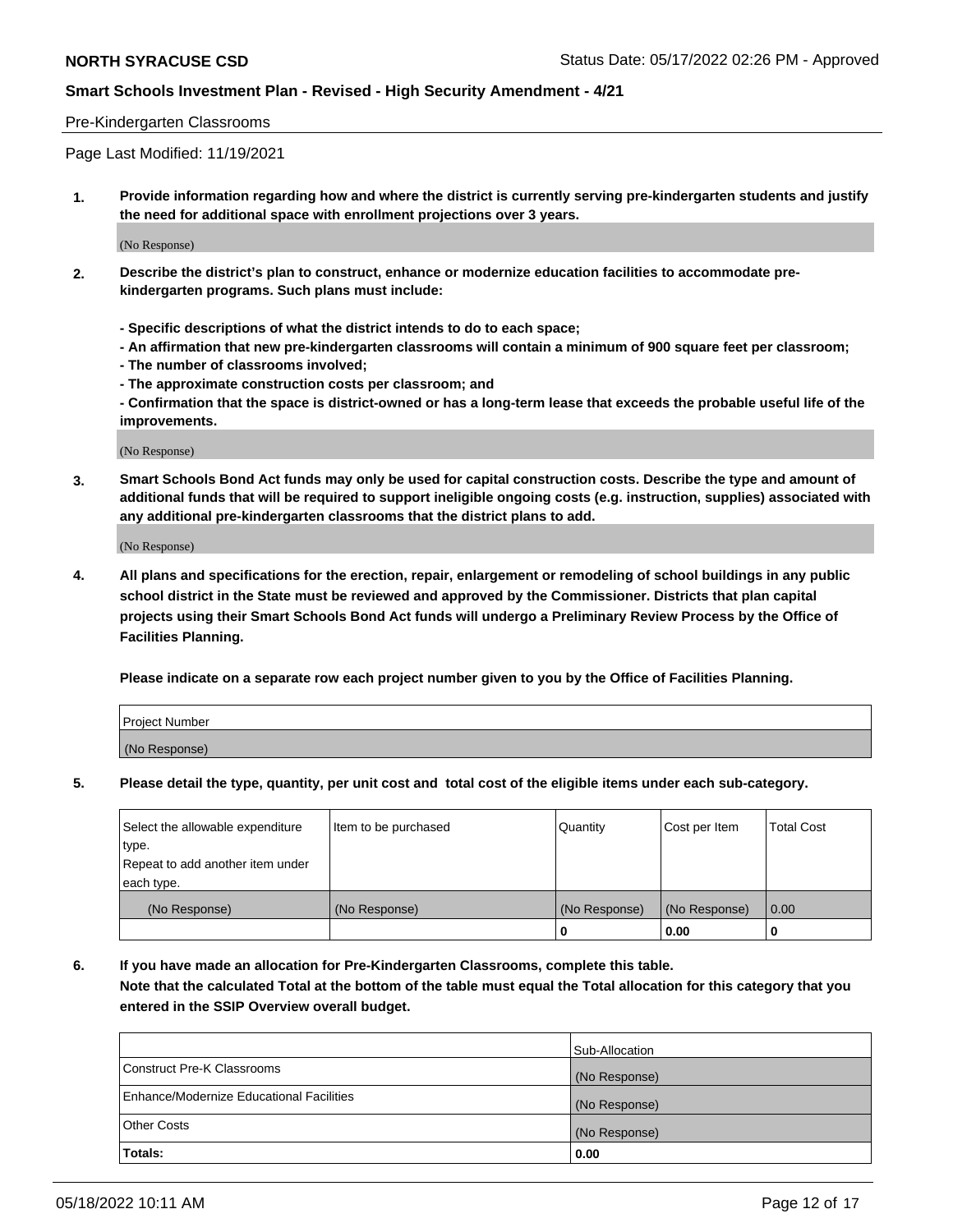Pre-Kindergarten Classrooms

Page Last Modified: 11/19/2021

**1. Provide information regarding how and where the district is currently serving pre-kindergarten students and justify the need for additional space with enrollment projections over 3 years.**

(No Response)

**2. Describe the district's plan to construct, enhance or modernize education facilities to accommodate pre-kindergarten programs. Such plans must include:**

**- Specific descriptions of what the district intends to do to each space;**
**- An affirmation that new pre-kindergarten classrooms will contain a minimum of 900 square feet per classroom;**
**- The number of classrooms involved;**
**- The approximate construction costs per classroom; and**
**- Confirmation that the space is district-owned or has a long-term lease that exceeds the probable useful life of the improvements.**

(No Response)

**3. Smart Schools Bond Act funds may only be used for capital construction costs. Describe the type and amount of additional funds that will be required to support ineligible ongoing costs (e.g. instruction, supplies) associated with any additional pre-kindergarten classrooms that the district plans to add.**

(No Response)

**4. All plans and specifications for the erection, repair, enlargement or remodeling of school buildings in any public school district in the State must be reviewed and approved by the Commissioner. Districts that plan capital projects using their Smart Schools Bond Act funds will undergo a Preliminary Review Process by the Office of Facilities Planning.**

**Please indicate on a separate row each project number given to you by the Office of Facilities Planning.**

| Project Number |
|---|
| (No Response) |

**5. Please detail the type, quantity, per unit cost and total cost of the eligible items under each sub-category.**

| Select the allowable expenditure type. Repeat to add another item under each type. | Item to be purchased | Quantity | Cost per Item | Total Cost |
|---|---|---|---|---|
| (No Response) | (No Response) | (No Response) | (No Response) | 0.00 |
| | | 0 | 0.00 | 0 |

**6. If you have made an allocation for Pre-Kindergarten Classrooms, complete this table. Note that the calculated Total at the bottom of the table must equal the Total allocation for this category that you entered in the SSIP Overview overall budget.**

| | Sub-Allocation |
|---|---|
| Construct Pre-K Classrooms | (No Response) |
| Enhance/Modernize Educational Facilities | (No Response) |
| Other Costs | (No Response) |
| **Totals:** | **0.00** |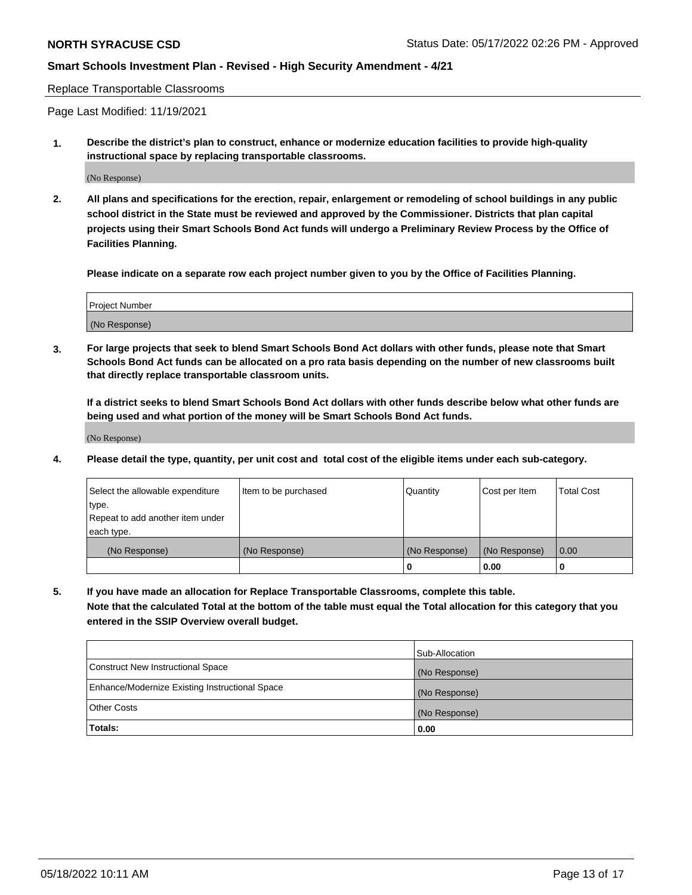Replace Transportable Classrooms

Page Last Modified: 11/19/2021

**1. Describe the district's plan to construct, enhance or modernize education facilities to provide high-quality instructional space by replacing transportable classrooms.**

(No Response)

**2. All plans and specifications for the erection, repair, enlargement or remodeling of school buildings in any public school district in the State must be reviewed and approved by the Commissioner. Districts that plan capital projects using their Smart Schools Bond Act funds will undergo a Preliminary Review Process by the Office of Facilities Planning.**

**Please indicate on a separate row each project number given to you by the Office of Facilities Planning.**

| Project Number |
| --- |
| (No Response) |

**3. For large projects that seek to blend Smart Schools Bond Act dollars with other funds, please note that Smart Schools Bond Act funds can be allocated on a pro rata basis depending on the number of new classrooms built that directly replace transportable classroom units.**

**If a district seeks to blend Smart Schools Bond Act dollars with other funds describe below what other funds are being used and what portion of the money will be Smart Schools Bond Act funds.**

(No Response)

**4. Please detail the type, quantity, per unit cost and total cost of the eligible items under each sub-category.**

| Select the allowable expenditure type. Repeat to add another item under each type. | Item to be purchased | Quantity | Cost per Item | Total Cost |
| --- | --- | --- | --- | --- |
| (No Response) | (No Response) | (No Response) | (No Response) | 0.00 |
| | | **0** | **0.00** | **0** |

**5. If you have made an allocation for Replace Transportable Classrooms, complete this table. Note that the calculated Total at the bottom of the table must equal the Total allocation for this category that you entered in the SSIP Overview overall budget.**

| | Sub-Allocation |
| --- | --- |
| Construct New Instructional Space | (No Response) |
| Enhance/Modernize Existing Instructional Space | (No Response) |
| Other Costs | (No Response) |
| **Totals:** | **0.00** |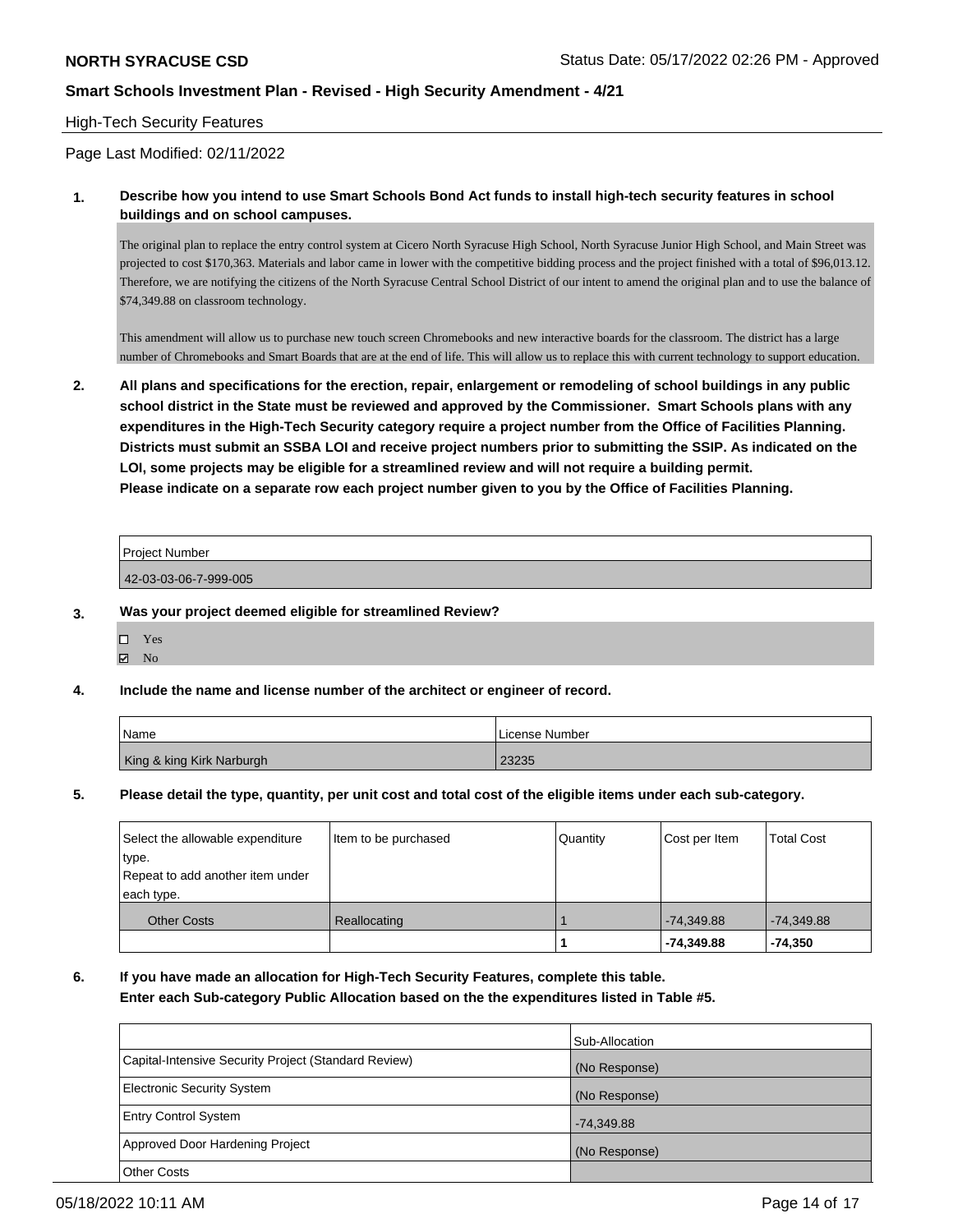## High-Tech Security Features

Page Last Modified: 02/11/2022

**1. Describe how you intend to use Smart Schools Bond Act funds to install high-tech security features in school buildings and on school campuses.**

The original plan to replace the entry control system at Cicero North Syracuse High School, North Syracuse Junior High School, and Main Street was projected to cost $170,363. Materials and labor came in lower with the competitive bidding process and the project finished with a total of $96,013.12. Therefore, we are notifying the citizens of the North Syracuse Central School District of our intent to amend the original plan and to use the balance of $74,349.88 on classroom technology.

This amendment will allow us to purchase new touch screen Chromebooks and new interactive boards for the classroom. The district has a large number of Chromebooks and Smart Boards that are at the end of life. This will allow us to replace this with current technology to support education.

**2. All plans and specifications for the erection, repair, enlargement or remodeling of school buildings in any public school district in the State must be reviewed and approved by the Commissioner. Smart Schools plans with any expenditures in the High-Tech Security category require a project number from the Office of Facilities Planning. Districts must submit an SSBA LOI and receive project numbers prior to submitting the SSIP. As indicated on the LOI, some projects may be eligible for a streamlined review and will not require a building permit. Please indicate on a separate row each project number given to you by the Office of Facilities Planning.**

| Project Number |
|---|
| 42-03-03-06-7-999-005 |

**3. Was your project deemed eligible for streamlined Review?**

- ☐ Yes
- ☑ No

**4. Include the name and license number of the architect or engineer of record.**

| Name | License Number |
|---|---|
| King & king Kirk Narburgh | 23235 |

**5. Please detail the type, quantity, per unit cost and total cost of the eligible items under each sub-category.**

| Select the allowable expenditure type. Repeat to add another item under each type. | Item to be purchased | Quantity | Cost per Item | Total Cost |
|---|---|---|---|---|
| Other Costs | Reallocating | 1 | -74,349.88 | -74,349.88 |
| | | **1** | **-74,349.88** | **-74,350** |

**6. If you have made an allocation for High-Tech Security Features, complete this table. Enter each Sub-category Public Allocation based on the the expenditures listed in Table #5.**

| | Sub-Allocation |
|---|---|
| Capital-Intensive Security Project (Standard Review) | (No Response) |
| Electronic Security System | (No Response) |
| Entry Control System | -74,349.88 |
| Approved Door Hardening Project | (No Response) |
| Other Costs | |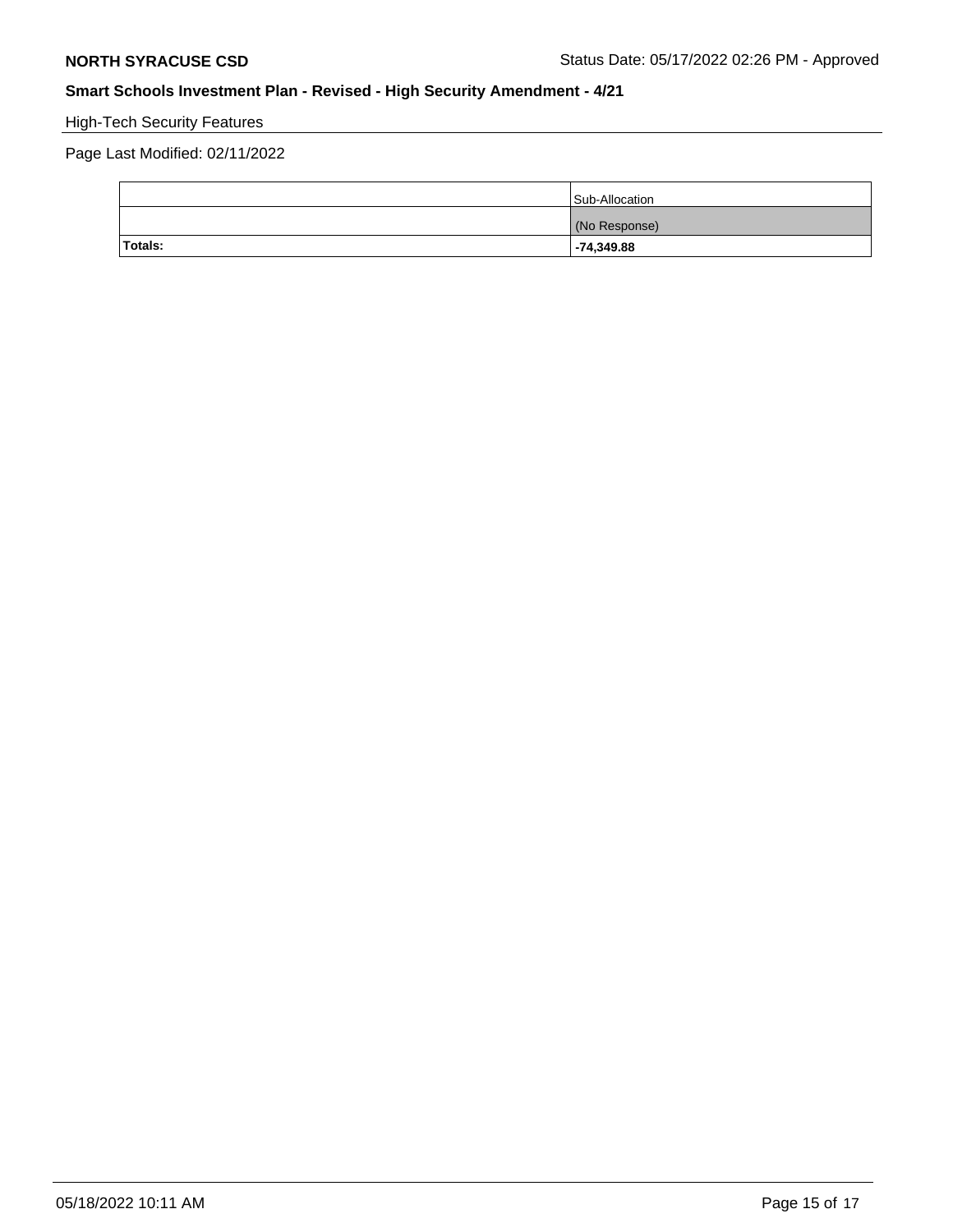**NORTH SYRACUSE CSD**

Status Date: 05/17/2022 02:26 PM - Approved

**Smart Schools Investment Plan - Revised - High Security Amendment - 4/21**

High-Tech Security Features

Page Last Modified: 02/11/2022

| | Sub-Allocation |
|---|---|
| | (No Response) |
| **Totals:** | **-74,349.88** |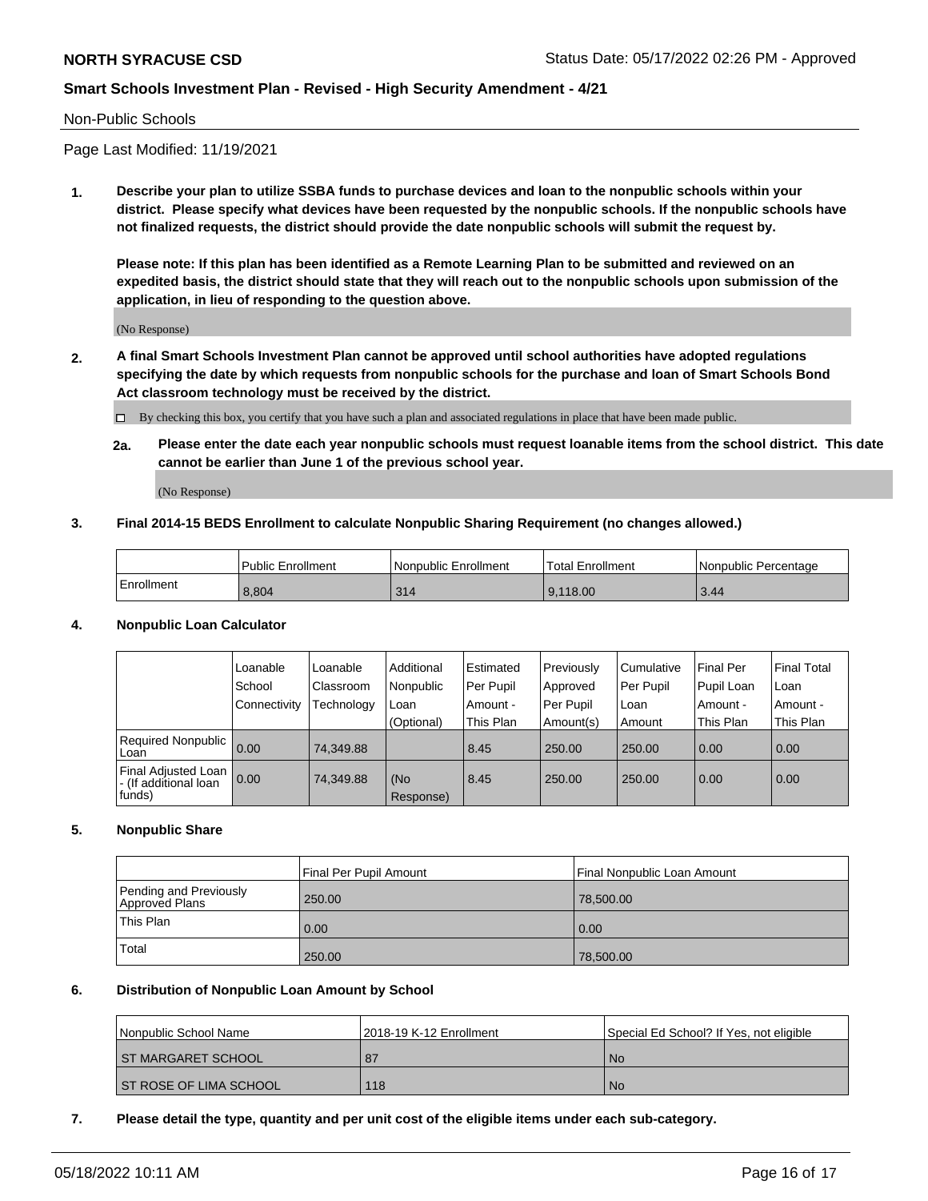Non-Public Schools

Page Last Modified: 11/19/2021

**1. Describe your plan to utilize SSBA funds to purchase devices and loan to the nonpublic schools within your district. Please specify what devices have been requested by the nonpublic schools. If the nonpublic schools have not finalized requests, the district should provide the date nonpublic schools will submit the request by.**

**Please note: If this plan has been identified as a Remote Learning Plan to be submitted and reviewed on an expedited basis, the district should state that they will reach out to the nonpublic schools upon submission of the application, in lieu of responding to the question above.**

(No Response)

**2. A final Smart Schools Investment Plan cannot be approved until school authorities have adopted regulations specifying the date by which requests from nonpublic schools for the purchase and loan of Smart Schools Bond Act classroom technology must be received by the district.**

☐ By checking this box, you certify that you have such a plan and associated regulations in place that have been made public.

**2a. Please enter the date each year nonpublic schools must request loanable items from the school district. This date cannot be earlier than June 1 of the previous school year.**

(No Response)

**3. Final 2014-15 BEDS Enrollment to calculate Nonpublic Sharing Requirement (no changes allowed.)**

| | Public Enrollment | Nonpublic Enrollment | Total Enrollment | Nonpublic Percentage |
|---|---|---|---|---|
| Enrollment | 8,804 | 314 | 9,118.00 | 3.44 |

**4. Nonpublic Loan Calculator**

| | Loanable School Connectivity | Loanable Classroom Technology | Additional Nonpublic Loan (Optional) | Estimated Per Pupil Amount - This Plan | Previously Approved Per Pupil Amount(s) | Cumulative Per Pupil Loan Amount | Final Per Pupil Loan Amount - This Plan | Final Total Loan Amount - This Plan |
|---|---|---|---|---|---|---|---|---|
| Required Nonpublic Loan | 0.00 | 74,349.88 | | 8.45 | 250.00 | 250.00 | 0.00 | 0.00 |
| Final Adjusted Loan - (If additional loan funds) | 0.00 | 74,349.88 | (No Response) | 8.45 | 250.00 | 250.00 | 0.00 | 0.00 |

**5. Nonpublic Share**

| | Final Per Pupil Amount | Final Nonpublic Loan Amount |
|---|---|---|
| Pending and Previously Approved Plans | 250.00 | 78,500.00 |
| This Plan | 0.00 | 0.00 |
| Total | 250.00 | 78,500.00 |

**6. Distribution of Nonpublic Loan Amount by School**

| Nonpublic School Name | 2018-19 K-12 Enrollment | Special Ed School? If Yes, not eligible |
|---|---|---|
| ST MARGARET SCHOOL | 87 | No |
| ST ROSE OF LIMA SCHOOL | 118 | No |

**7. Please detail the type, quantity and per unit cost of the eligible items under each sub-category.**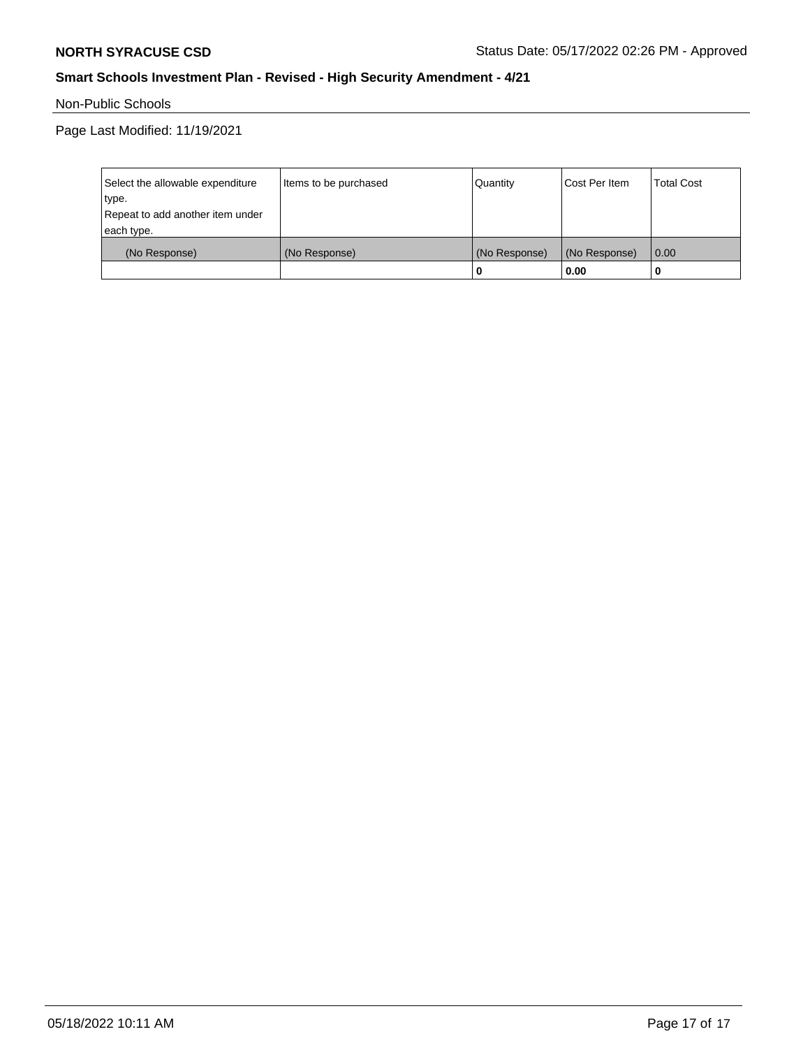Non-Public Schools

Page Last Modified: 11/19/2021

| Select the allowable expenditure type. Repeat to add another item under each type. | Items to be purchased | Quantity | Cost Per Item | Total Cost |
| --- | --- | --- | --- | --- |
| (No Response) | (No Response) | (No Response) | (No Response) | 0.00 |
| | | **0** | **0.00** | **0** |